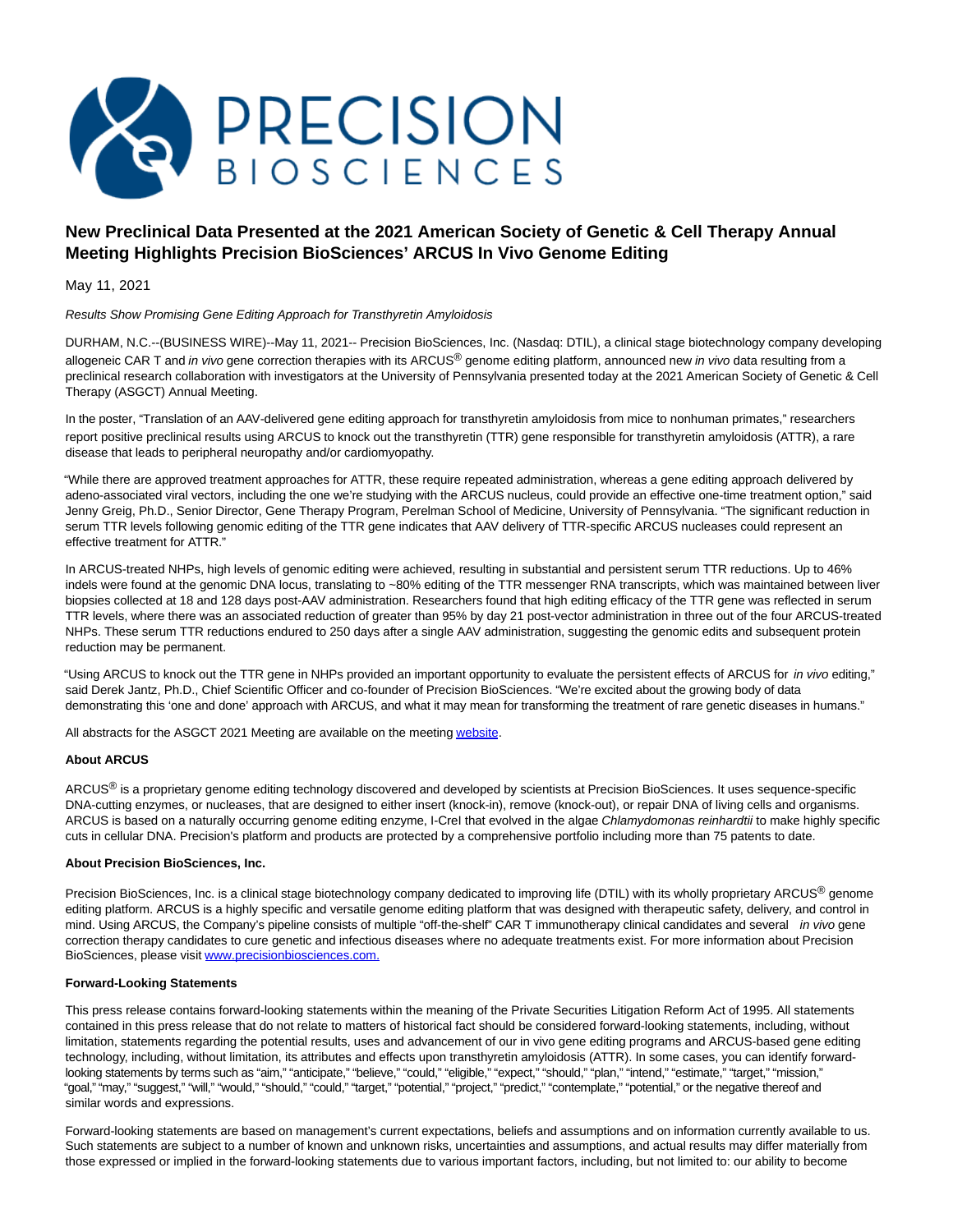# New Preclinical Data Presented at the 2021 American Society of Genetic & Cell Therapy Annual Meeting Highlights Precision BioSciences' ARCUS In Vivo Genome Editing

May 11, 2021

*Results Show Promising Gene Editing Approach for Transthyretin Amyloidosis*

DURHAM, N.C.--(BUSINESS WIRE)--May 11, 2021-- Precision BioSciences, Inc. (Nasdaq: DTIL), a clinical stage biotechnology company developing allogeneic CAR T and *in vivo* gene correction therapies with its ARCUS® genome editing platform, announced new *in vivo* data resulting from a preclinical research collaboration with investigators at the University of Pennsylvania presented today at the 2021 American Society of Genetic & Cell Therapy (ASGCT) Annual Meeting.

In the poster, "Translation of an AAV-delivered gene editing approach for transthyretin amyloidosis from mice to nonhuman primates," researchers report positive preclinical results using ARCUS to knock out the transthyretin (TTR) gene responsible for transthyretin amyloidosis (ATTR), a rare disease that leads to peripheral neuropathy and/or cardiomyopathy.

"While there are approved treatment approaches for ATTR, these require repeated administration, whereas a gene editing approach delivered by adeno-associated viral vectors, including the one we're studying with the ARCUS nucleus, could provide an effective one-time treatment option," said Jenny Greig, Ph.D., Senior Director, Gene Therapy Program, Perelman School of Medicine, University of Pennsylvania. "The significant reduction in serum TTR levels following genomic editing of the TTR gene indicates that AAV delivery of TTR-specific ARCUS nucleases could represent an effective treatment for ATTR."

In ARCUS-treated NHPs, high levels of genomic editing were achieved, resulting in substantial and persistent serum TTR reductions. Up to 46% indels were found at the genomic DNA locus, translating to ~80% editing of the TTR messenger RNA transcripts, which was maintained between liver biopsies collected at 18 and 128 days post-AAV administration. Researchers found that high editing efficacy of the TTR gene was reflected in serum TTR levels, where there was an associated reduction of greater than 95% by day 21 post-vector administration in three out of the four ARCUS-treated NHPs. These serum TTR reductions endured to 250 days after a single AAV administration, suggesting the genomic edits and subsequent protein reduction may be permanent.

"Using ARCUS to knock out the TTR gene in NHPs provided an important opportunity to evaluate the persistent effects of ARCUS for *in vivo* editing," said Derek Jantz, Ph.D., Chief Scientific Officer and co-founder of Precision BioSciences. "We're excited about the growing body of data demonstrating this 'one and done' approach with ARCUS, and what it may mean for transforming the treatment of rare genetic diseases in humans."

All abstracts for the ASGCT 2021 Meeting are available on the meeting [website](website).

**About ARCUS**

ARCUS® is a proprietary genome editing technology discovered and developed by scientists at Precision BioSciences. It uses sequence-specific DNA-cutting enzymes, or nucleases, that are designed to either insert (knock-in), remove (knock-out), or repair DNA of living cells and organisms. ARCUS is based on a naturally occurring genome editing enzyme, I-CreI that evolved in the algae *Chlamydomonas reinhardtii* to make highly specific cuts in cellular DNA. Precision's platform and products are protected by a comprehensive portfolio including more than 75 patents to date.

**About Precision BioSciences, Inc.**

Precision BioSciences, Inc. is a clinical stage biotechnology company dedicated to improving life (DTIL) with its wholly proprietary ARCUS® genome editing platform. ARCUS is a highly specific and versatile genome editing platform that was designed with therapeutic safety, delivery, and control in mind. Using ARCUS, the Company's pipeline consists of multiple "off-the-shelf" CAR T immunotherapy clinical candidates and several *in vivo* gene correction therapy candidates to cure genetic and infectious diseases where no adequate treatments exist. For more information about Precision BioSciences, please visit [www.precisionbiosciences.com.](www.precisionbiosciences.com)

**Forward-Looking Statements**

This press release contains forward-looking statements within the meaning of the Private Securities Litigation Reform Act of 1995. All statements contained in this press release that do not relate to matters of historical fact should be considered forward-looking statements, including, without limitation, statements regarding the potential results, uses and advancement of our in vivo gene editing programs and ARCUS-based gene editing technology, including, without limitation, its attributes and effects upon transthyretin amyloidosis (ATTR). In some cases, you can identify forward-looking statements by terms such as "aim," "anticipate," "believe," "could," "eligible," "expect," "should," "plan," "intend," "estimate," "target," "mission," "goal," "may," "suggest," "will," "would," "should," "could," "target," "potential," "project," "predict," "contemplate," "potential," or the negative thereof and similar words and expressions.

Forward-looking statements are based on management's current expectations, beliefs and assumptions and on information currently available to us. Such statements are subject to a number of known and unknown risks, uncertainties and assumptions, and actual results may differ materially from those expressed or implied in the forward-looking statements due to various important factors, including, but not limited to: our ability to become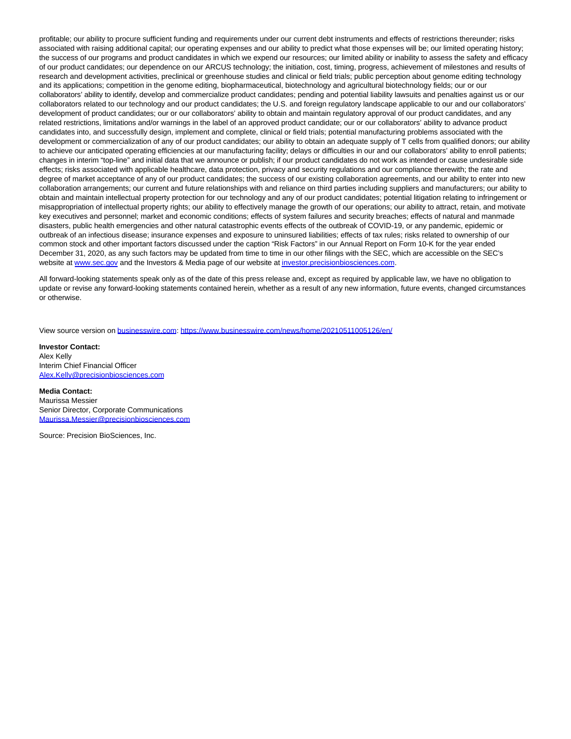profitable; our ability to procure sufficient funding and requirements under our current debt instruments and effects of restrictions thereunder; risks associated with raising additional capital; our operating expenses and our ability to predict what those expenses will be; our limited operating history; the success of our programs and product candidates in which we expend our resources; our limited ability or inability to assess the safety and efficacy of our product candidates; our dependence on our ARCUS technology; the initiation, cost, timing, progress, achievement of milestones and results of research and development activities, preclinical or greenhouse studies and clinical or field trials; public perception about genome editing technology and its applications; competition in the genome editing, biopharmaceutical, biotechnology and agricultural biotechnology fields; our or our collaborators' ability to identify, develop and commercialize product candidates; pending and potential liability lawsuits and penalties against us or our collaborators related to our technology and our product candidates; the U.S. and foreign regulatory landscape applicable to our and our collaborators' development of product candidates; our or our collaborators' ability to obtain and maintain regulatory approval of our product candidates, and any related restrictions, limitations and/or warnings in the label of an approved product candidate; our or our collaborators' ability to advance product candidates into, and successfully design, implement and complete, clinical or field trials; potential manufacturing problems associated with the development or commercialization of any of our product candidates; our ability to obtain an adequate supply of T cells from qualified donors; our ability to achieve our anticipated operating efficiencies at our manufacturing facility; delays or difficulties in our and our collaborators' ability to enroll patients; changes in interim "top-line" and initial data that we announce or publish; if our product candidates do not work as intended or cause undesirable side effects; risks associated with applicable healthcare, data protection, privacy and security regulations and our compliance therewith; the rate and degree of market acceptance of any of our product candidates; the success of our existing collaboration agreements, and our ability to enter into new collaboration arrangements; our current and future relationships with and reliance on third parties including suppliers and manufacturers; our ability to obtain and maintain intellectual property protection for our technology and any of our product candidates; potential litigation relating to infringement or misappropriation of intellectual property rights; our ability to effectively manage the growth of our operations; our ability to attract, retain, and motivate key executives and personnel; market and economic conditions; effects of system failures and security breaches; effects of natural and manmade disasters, public health emergencies and other natural catastrophic events effects of the outbreak of COVID-19, or any pandemic, epidemic or outbreak of an infectious disease; insurance expenses and exposure to uninsured liabilities; effects of tax rules; risks related to ownership of our common stock and other important factors discussed under the caption "Risk Factors" in our Annual Report on Form 10-K for the year ended December 31, 2020, as any such factors may be updated from time to time in our other filings with the SEC, which are accessible on the SEC's website at www.sec.gov and the Investors & Media page of our website at investor.precisionbiosciences.com.

All forward-looking statements speak only as of the date of this press release and, except as required by applicable law, we have no obligation to update or revise any forward-looking statements contained herein, whether as a result of any new information, future events, changed circumstances or otherwise.

View source version on businesswire.com: https://www.businesswire.com/news/home/20210511005126/en/

**Investor Contact:**
Alex Kelly
Interim Chief Financial Officer
Alex.Kelly@precisionbiosciences.com

**Media Contact:**
Maurissa Messier
Senior Director, Corporate Communications
Maurissa.Messier@precisionbiosciences.com

Source: Precision BioSciences, Inc.